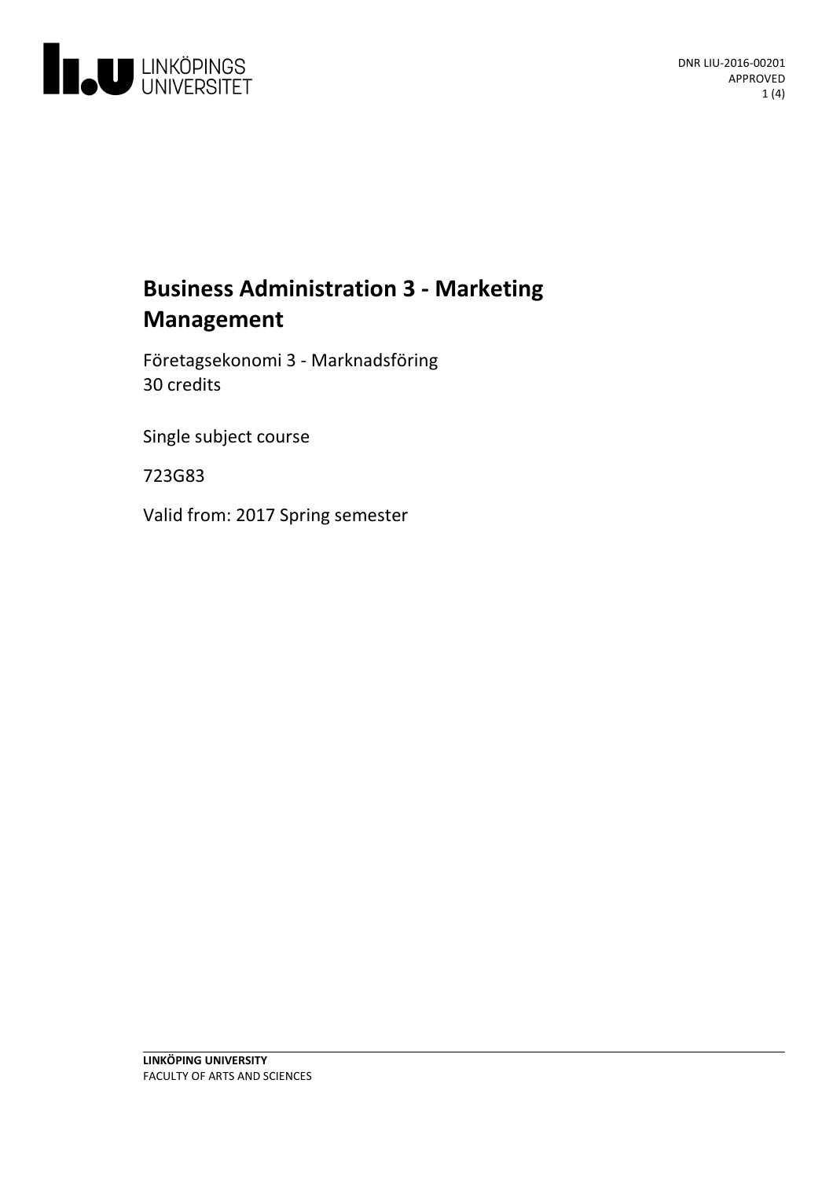DNR LIU-2016-00201
APPROVED

# Business Administration 3 - Marketing Management

Företagsekonomi 3 - Marknadsföring
30 credits

Single subject course

723G83

Valid from: 2017 Spring semester

**LINKÖPING UNIVERSITY**
FACULTY OF ARTS AND SCIENCES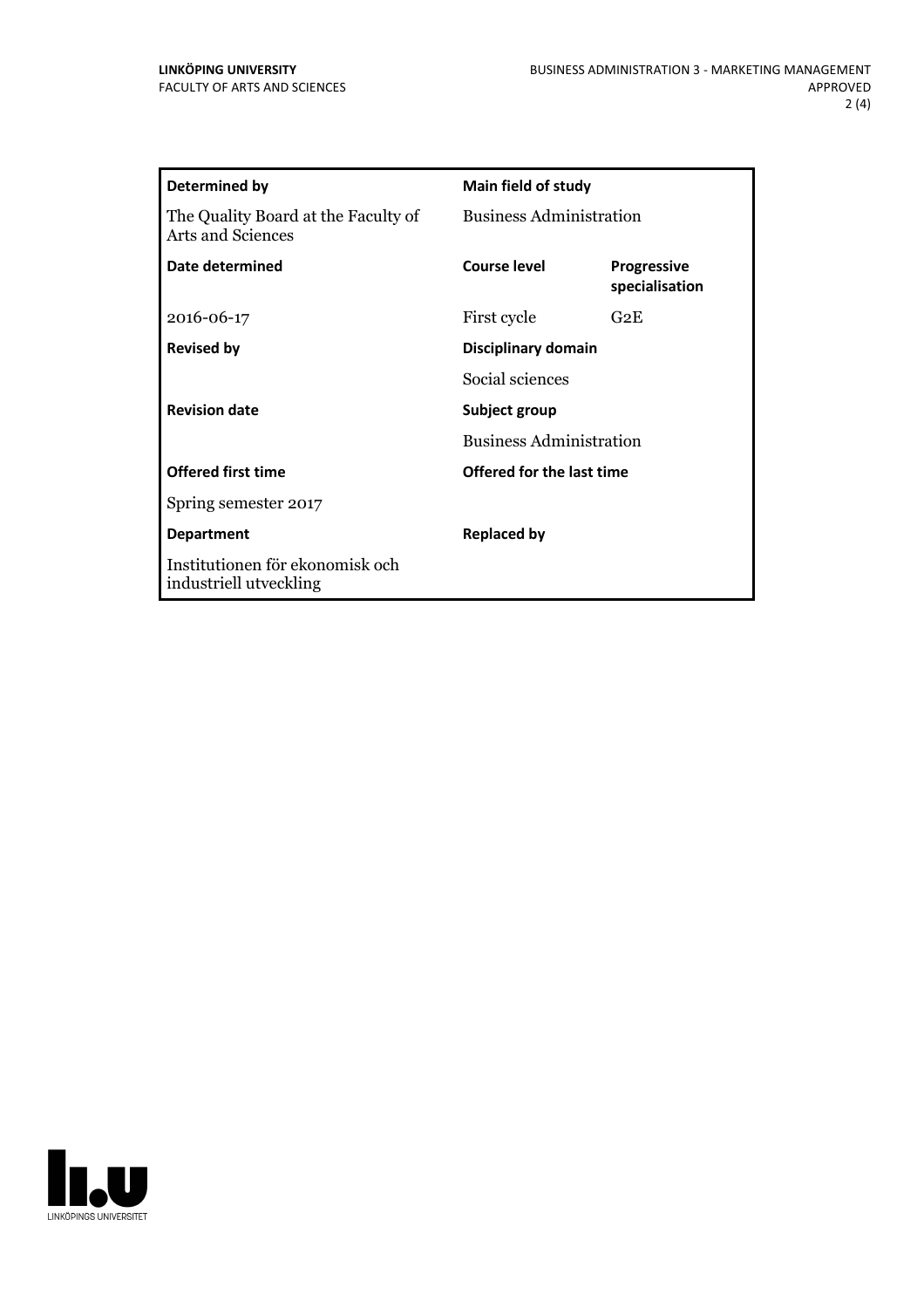| Determined by | Main field of study | |
|---|---|---|
| The Quality Board at the Faculty of Arts and Sciences | Business Administration | |
| **Date determined** | **Course level** | **Progressive specialisation** |
| 2016-06-17 | First cycle | G2E |
| **Revised by** | **Disciplinary domain** | |
| | Social sciences | |
| **Revision date** | **Subject group** | |
| | Business Administration | |
| **Offered first time** | **Offered for the last time** | |
| Spring semester 2017 | | |
| **Department** | **Replaced by** | |
| Institutionen för ekonomisk och industriell utveckling | | |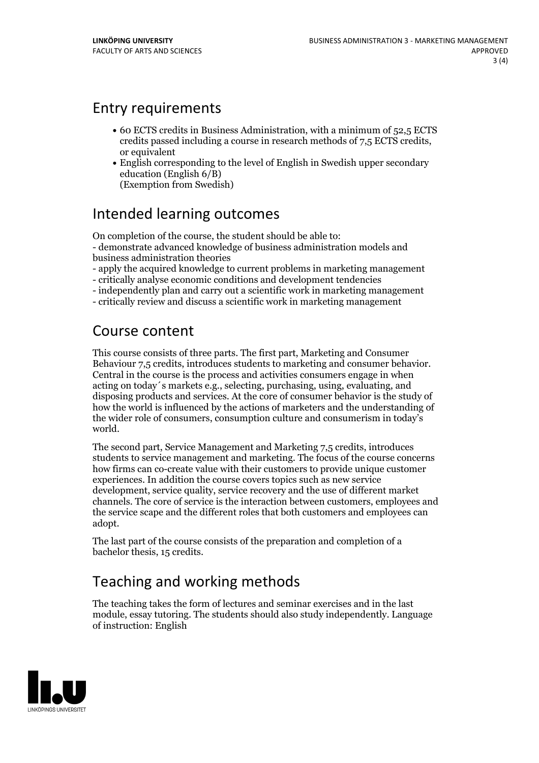## Entry requirements

- 60 ECTS credits in Business Administration, with a minimum of 52,5 ECTS credits passed including a course in research methods of 7,5 ECTS credits, or equivalent
- English corresponding to the level of English in Swedish upper secondary education (English 6/B)
  (Exemption from Swedish)

## Intended learning outcomes

On completion of the course, the student should be able to:
- demonstrate advanced knowledge of business administration models and business administration theories
- apply the acquired knowledge to current problems in marketing management
- critically analyse economic conditions and development tendencies
- independently plan and carry out a scientific work in marketing management
- critically review and discuss a scientific work in marketing management

## Course content

This course consists of three parts. The first part, Marketing and Consumer Behaviour 7,5 credits, introduces students to marketing and consumer behavior. Central in the course is the process and activities consumers engage in when acting on today´s markets e.g., selecting, purchasing, using, evaluating, and disposing products and services. At the core of consumer behavior is the study of how the world is influenced by the actions of marketers and the understanding of the wider role of consumers, consumption culture and consumerism in today's world.

The second part, Service Management and Marketing 7,5 credits, introduces students to service management and marketing. The focus of the course concerns how firms can co-create value with their customers to provide unique customer experiences. In addition the course covers topics such as new service development, service quality, service recovery and the use of different market channels. The core of service is the interaction between customers, employees and the service scape and the different roles that both customers and employees can adopt.

The last part of the course consists of the preparation and completion of a bachelor thesis, 15 credits.

## Teaching and working methods

The teaching takes the form of lectures and seminar exercises and in the last module, essay tutoring. The students should also study independently. Language of instruction: English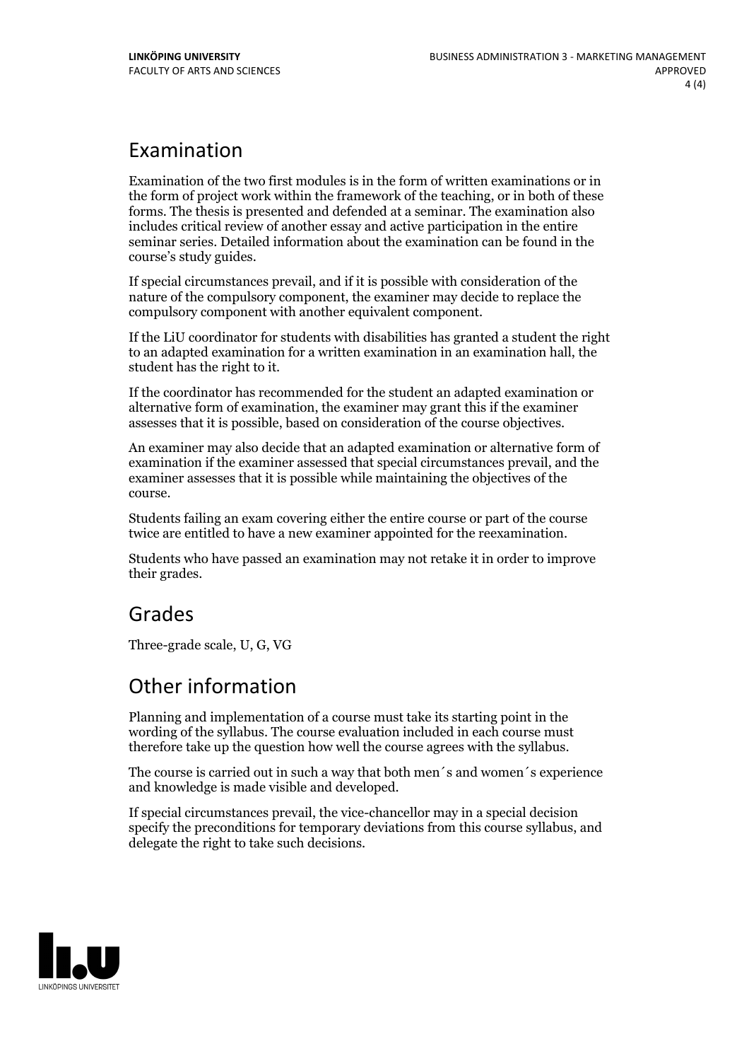## Examination

Examination of the two first modules is in the form of written examinations or in the form of project work within the framework of the teaching, or in both of these forms. The thesis is presented and defended at a seminar. The examination also includes critical review of another essay and active participation in the entire seminar series. Detailed information about the examination can be found in the course's study guides.

If special circumstances prevail, and if it is possible with consideration of the nature of the compulsory component, the examiner may decide to replace the compulsory component with another equivalent component.

If the LiU coordinator for students with disabilities has granted a student the right to an adapted examination for a written examination in an examination hall, the student has the right to it.

If the coordinator has recommended for the student an adapted examination or alternative form of examination, the examiner may grant this if the examiner assesses that it is possible, based on consideration of the course objectives.

An examiner may also decide that an adapted examination or alternative form of examination if the examiner assessed that special circumstances prevail, and the examiner assesses that it is possible while maintaining the objectives of the course.

Students failing an exam covering either the entire course or part of the course twice are entitled to have a new examiner appointed for the reexamination.

Students who have passed an examination may not retake it in order to improve their grades.

## Grades

Three-grade scale, U, G, VG

## Other information

Planning and implementation of a course must take its starting point in the wording of the syllabus. The course evaluation included in each course must therefore take up the question how well the course agrees with the syllabus.

The course is carried out in such a way that both men´s and women´s experience and knowledge is made visible and developed.

If special circumstances prevail, the vice-chancellor may in a special decision specify the preconditions for temporary deviations from this course syllabus, and delegate the right to take such decisions.